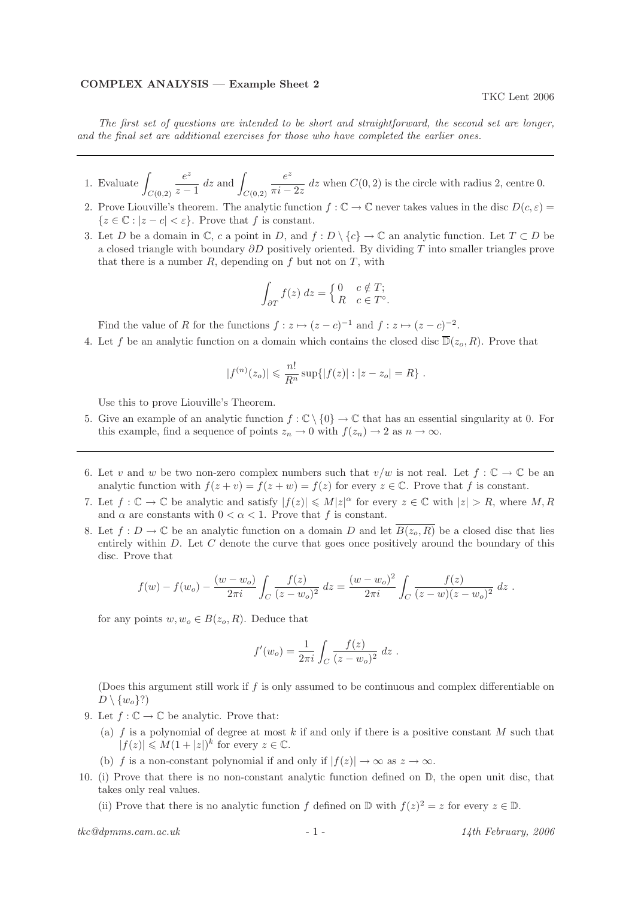**COMPLEX ANALYSIS — Example Sheet 2**

TKC Lent 2006

*The first set of questions are intended to be short and straightforward, the second set are longer, and the final set are additional exercises for those who have completed the earlier ones.*

---

1. Evaluate $\displaystyle\int_{C(0,2)} \frac{e^z}{z-1}\, dz$ and $\displaystyle\int_{C(0,2)} \frac{e^z}{\pi i - 2z}\, dz$ when $C(0,2)$ is the circle with radius 2, centre 0.

2. Prove Liouville's theorem. The analytic function $f : \mathbb{C} \to \mathbb{C}$ never takes values in the disc $D(c, \varepsilon) = \{z \in \mathbb{C} : |z - c| < \varepsilon\}$. Prove that $f$ is constant.

3. Let $D$ be a domain in $\mathbb{C}$, $c$ a point in $D$, and $f : D \setminus \{c\} \to \mathbb{C}$ an analytic function. Let $T \subset D$ be a closed triangle with boundary $\partial D$ positively oriented. By dividing $T$ into smaller triangles prove that there is a number $R$, depending on $f$ but not on $T$, with

$$\int_{\partial T} f(z)\, dz = \begin{cases} 0 & c \notin T; \\ R & c \in T^\circ. \end{cases}$$

Find the value of $R$ for the functions $f : z \mapsto (z - c)^{-1}$ and $f : z \mapsto (z - c)^{-2}$.

4. Let $f$ be an analytic function on a domain which contains the closed disc $\overline{\mathbb{D}}(z_o, R)$. Prove that

$$|f^{(n)}(z_o)| \leqslant \frac{n!}{R^n} \sup\{|f(z)| : |z - z_o| = R\} .$$

Use this to prove Liouville's Theorem.

5. Give an example of an analytic function $f : \mathbb{C} \setminus \{0\} \to \mathbb{C}$ that has an essential singularity at 0. For this example, find a sequence of points $z_n \to 0$ with $f(z_n) \to 2$ as $n \to \infty$.

---

6. Let $v$ and $w$ be two non-zero complex numbers such that $v/w$ is not real. Let $f : \mathbb{C} \to \mathbb{C}$ be an analytic function with $f(z + v) = f(z + w) = f(z)$ for every $z \in \mathbb{C}$. Prove that $f$ is constant.

7. Let $f : \mathbb{C} \to \mathbb{C}$ be analytic and satisfy $|f(z)| \leqslant M|z|^\alpha$ for every $z \in \mathbb{C}$ with $|z| > R$, where $M, R$ and $\alpha$ are constants with $0 < \alpha < 1$. Prove that $f$ is constant.

8. Let $f : D \to \mathbb{C}$ be an analytic function on a domain $D$ and let $\overline{B(z_o, R)}$ be a closed disc that lies entirely within $D$. Let $C$ denote the curve that goes once positively around the boundary of this disc. Prove that

$$f(w) - f(w_o) - \frac{(w - w_o)}{2\pi i} \int_C \frac{f(z)}{(z - w_o)^2}\, dz = \frac{(w - w_o)^2}{2\pi i} \int_C \frac{f(z)}{(z - w)(z - w_o)^2}\, dz .$$

for any points $w, w_o \in B(z_o, R)$. Deduce that

$$f'(w_o) = \frac{1}{2\pi i} \int_C \frac{f(z)}{(z - w_o)^2}\, dz .$$

(Does this argument still work if $f$ is only assumed to be continuous and complex differentiable on $D \setminus \{w_o\}$?)

9. Let $f : \mathbb{C} \to \mathbb{C}$ be analytic. Prove that:

   (a) $f$ is a polynomial of degree at most $k$ if and only if there is a positive constant $M$ such that $|f(z)| \leqslant M(1 + |z|)^k$ for every $z \in \mathbb{C}$.

   (b) $f$ is a non-constant polynomial if and only if $|f(z)| \to \infty$ as $z \to \infty$.

10. (i) Prove that there is no non-constant analytic function defined on $\mathbb{D}$, the open unit disc, that takes only real values.

    (ii) Prove that there is no analytic function $f$ defined on $\mathbb{D}$ with $f(z)^2 = z$ for every $z \in \mathbb{D}$.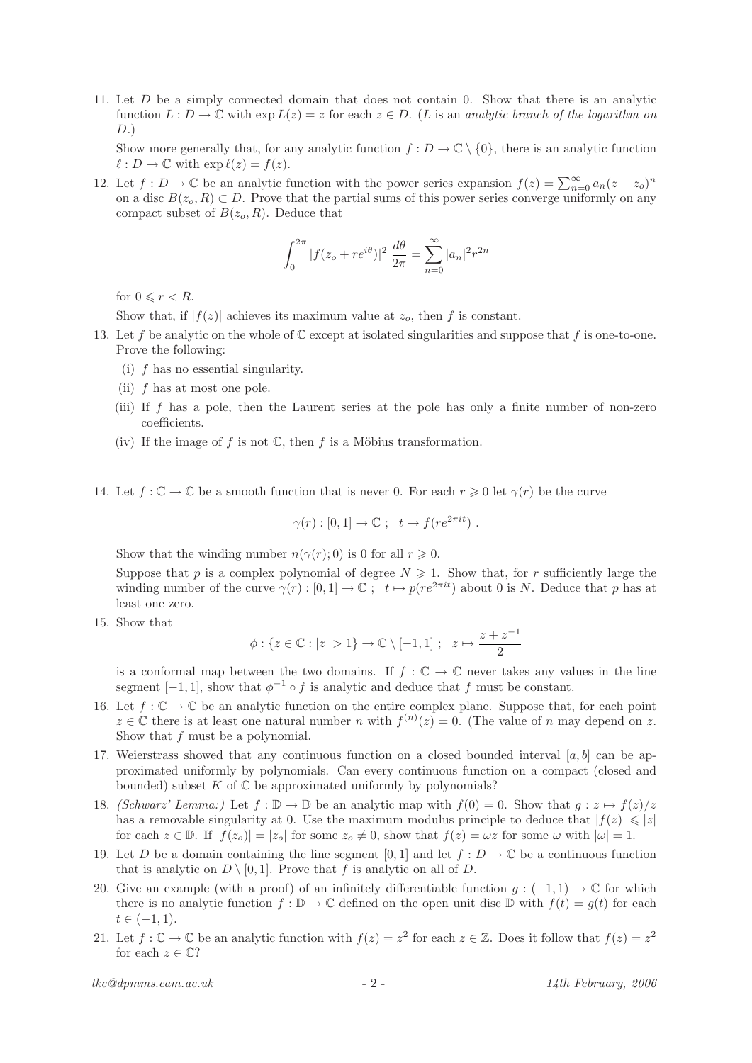11. Let $D$ be a simply connected domain that does not contain 0. Show that there is an analytic function $L : D \to \mathbb{C}$ with $\exp L(z) = z$ for each $z \in D$. ($L$ is an *analytic branch of the logarithm on* $D$.)

    Show more generally that, for any analytic function $f : D \to \mathbb{C} \setminus \{0\}$, there is an analytic function $\ell : D \to \mathbb{C}$ with $\exp \ell(z) = f(z)$.

12. Let $f : D \to \mathbb{C}$ be an analytic function with the power series expansion $f(z) = \sum_{n=0}^{\infty} a_n(z - z_o)^n$ on a disc $B(z_o, R) \subset D$. Prove that the partial sums of this power series converge uniformly on any compact subset of $B(z_o, R)$. Deduce that

$$\int_0^{2\pi} |f(z_o + re^{i\theta})|^2 \, \frac{d\theta}{2\pi} = \sum_{n=0}^{\infty} |a_n|^2 r^{2n}$$

    for $0 \leqslant r < R$.

    Show that, if $|f(z)|$ achieves its maximum value at $z_o$, then $f$ is constant.

13. Let $f$ be analytic on the whole of $\mathbb{C}$ except at isolated singularities and suppose that $f$ is one-to-one. Prove the following:

    (i) $f$ has no essential singularity.

    (ii) $f$ has at most one pole.

    (iii) If $f$ has a pole, then the Laurent series at the pole has only a finite number of non-zero coefficients.

    (iv) If the image of $f$ is not $\mathbb{C}$, then $f$ is a Möbius transformation.

---

14. Let $f : \mathbb{C} \to \mathbb{C}$ be a smooth function that is never 0. For each $r \geqslant 0$ let $\gamma(r)$ be the curve

$$\gamma(r) : [0, 1] \to \mathbb{C} \; ; \quad t \mapsto f(re^{2\pi i t}) \, .$$

    Show that the winding number $n(\gamma(r); 0)$ is 0 for all $r \geqslant 0$.

    Suppose that $p$ is a complex polynomial of degree $N \geqslant 1$. Show that, for $r$ sufficiently large the winding number of the curve $\gamma(r) : [0, 1] \to \mathbb{C} \; ; \; t \mapsto p(re^{2\pi i t})$ about 0 is $N$. Deduce that $p$ has at least one zero.

15. Show that

$$\phi : \{z \in \mathbb{C} : |z| > 1\} \to \mathbb{C} \setminus [-1, 1] \; ; \quad z \mapsto \frac{z + z^{-1}}{2}$$

    is a conformal map between the two domains. If $f : \mathbb{C} \to \mathbb{C}$ never takes any values in the line segment $[-1, 1]$, show that $\phi^{-1} \circ f$ is analytic and deduce that $f$ must be constant.

16. Let $f : \mathbb{C} \to \mathbb{C}$ be an analytic function on the entire complex plane. Suppose that, for each point $z \in \mathbb{C}$ there is at least one natural number $n$ with $f^{(n)}(z) = 0$. (The value of $n$ may depend on $z$. Show that $f$ must be a polynomial.

17. Weierstrass showed that any continuous function on a closed bounded interval $[a, b]$ can be approximated uniformly by polynomials. Can every continuous function on a compact (closed and bounded) subset $K$ of $\mathbb{C}$ be approximated uniformly by polynomials?

18. *(Schwarz' Lemma:)* Let $f : \mathbb{D} \to \mathbb{D}$ be an analytic map with $f(0) = 0$. Show that $g : z \mapsto f(z)/z$ has a removable singularity at 0. Use the maximum modulus principle to deduce that $|f(z)| \leqslant |z|$ for each $z \in \mathbb{D}$. If $|f(z_o)| = |z_o|$ for some $z_o \neq 0$, show that $f(z) = \omega z$ for some $\omega$ with $|\omega| = 1$.

19. Let $D$ be a domain containing the line segment $[0, 1]$ and let $f : D \to \mathbb{C}$ be a continuous function that is analytic on $D \setminus [0, 1]$. Prove that $f$ is analytic on all of $D$.

20. Give an example (with a proof) of an infinitely differentiable function $g : (-1, 1) \to \mathbb{C}$ for which there is no analytic function $f : \mathbb{D} \to \mathbb{C}$ defined on the open unit disc $\mathbb{D}$ with $f(t) = g(t)$ for each $t \in (-1, 1)$.

21. Let $f : \mathbb{C} \to \mathbb{C}$ be an analytic function with $f(z) = z^2$ for each $z \in \mathbb{Z}$. Does it follow that $f(z) = z^2$ for each $z \in \mathbb{C}$?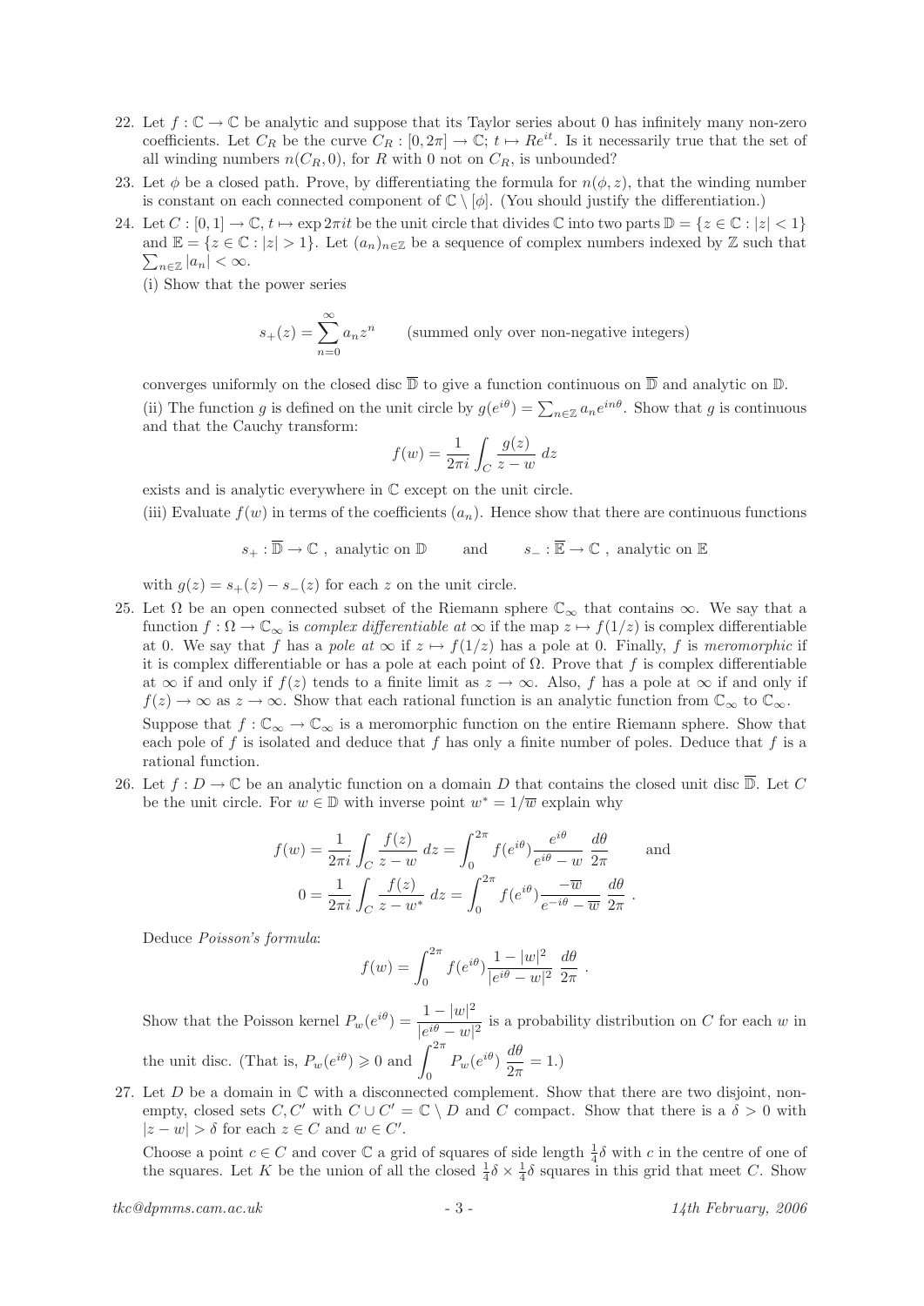22. Let $f : \mathbb{C} \to \mathbb{C}$ be analytic and suppose that its Taylor series about 0 has infinitely many non-zero coefficients. Let $C_R$ be the curve $C_R : [0, 2\pi] \to \mathbb{C};\ t \mapsto Re^{it}$. Is it necessarily true that the set of all winding numbers $n(C_R, 0)$, for $R$ with 0 not on $C_R$, is unbounded?

23. Let $\phi$ be a closed path. Prove, by differentiating the formula for $n(\phi, z)$, that the winding number is constant on each connected component of $\mathbb{C} \setminus [\phi]$. (You should justify the differentiation.)

24. Let $C : [0, 1] \to \mathbb{C}$, $t \mapsto \exp 2\pi i t$ be the unit circle that divides $\mathbb{C}$ into two parts $\mathbb{D} = \{z \in \mathbb{C} : |z| < 1\}$ and $\mathbb{E} = \{z \in \mathbb{C} : |z| > 1\}$. Let $(a_n)_{n\in\mathbb{Z}}$ be a sequence of complex numbers indexed by $\mathbb{Z}$ such that $\sum_{n\in\mathbb{Z}} |a_n| < \infty$.

   (i) Show that the power series
   $$s_+(z) = \sum_{n=0}^{\infty} a_n z^n \qquad \text{(summed only over non-negative integers)}$$
   converges uniformly on the closed disc $\overline{\mathbb{D}}$ to give a function continuous on $\overline{\mathbb{D}}$ and analytic on $\mathbb{D}$.

   (ii) The function $g$ is defined on the unit circle by $g(e^{i\theta}) = \sum_{n\in\mathbb{Z}} a_n e^{in\theta}$. Show that $g$ is continuous and that the Cauchy transform:
   $$f(w) = \frac{1}{2\pi i} \int_C \frac{g(z)}{z - w}\, dz$$
   exists and is analytic everywhere in $\mathbb{C}$ except on the unit circle.

   (iii) Evaluate $f(w)$ in terms of the coefficients $(a_n)$. Hence show that there are continuous functions
   $$s_+ : \overline{\mathbb{D}} \to \mathbb{C}\ ,\ \text{analytic on } \mathbb{D} \qquad \text{and} \qquad s_- : \overline{\mathbb{E}} \to \mathbb{C}\ ,\ \text{analytic on } \mathbb{E}$$
   with $g(z) = s_+(z) - s_-(z)$ for each $z$ on the unit circle.

25. Let $\Omega$ be an open connected subset of the Riemann sphere $\mathbb{C}_\infty$ that contains $\infty$. We say that a function $f : \Omega \to \mathbb{C}_\infty$ is *complex differentiable at* $\infty$ if the map $z \mapsto f(1/z)$ is complex differentiable at 0. We say that $f$ has a *pole at* $\infty$ if $z \mapsto f(1/z)$ has a pole at 0. Finally, $f$ is *meromorphic* if it is complex differentiable or has a pole at each point of $\Omega$. Prove that $f$ is complex differentiable at $\infty$ if and only if $f(z)$ tends to a finite limit as $z \to \infty$. Also, $f$ has a pole at $\infty$ if and only if $f(z) \to \infty$ as $z \to \infty$. Show that each rational function is an analytic function from $\mathbb{C}_\infty$ to $\mathbb{C}_\infty$.

   Suppose that $f : \mathbb{C}_\infty \to \mathbb{C}_\infty$ is a meromorphic function on the entire Riemann sphere. Show that each pole of $f$ is isolated and deduce that $f$ has only a finite number of poles. Deduce that $f$ is a rational function.

26. Let $f : D \to \mathbb{C}$ be an analytic function on a domain $D$ that contains the closed unit disc $\overline{\mathbb{D}}$. Let $C$ be the unit circle. For $w \in \mathbb{D}$ with inverse point $w^* = 1/\overline{w}$ explain why
   $$f(w) = \frac{1}{2\pi i} \int_C \frac{f(z)}{z - w}\, dz = \int_0^{2\pi} f(e^{i\theta}) \frac{e^{i\theta}}{e^{i\theta} - w}\, \frac{d\theta}{2\pi} \qquad \text{and}$$
   $$0 = \frac{1}{2\pi i} \int_C \frac{f(z)}{z - w^*}\, dz = \int_0^{2\pi} f(e^{i\theta}) \frac{-\overline{w}}{e^{-i\theta} - \overline{w}}\, \frac{d\theta}{2\pi}\ .$$
   Deduce *Poisson's formula*:
   $$f(w) = \int_0^{2\pi} f(e^{i\theta}) \frac{1 - |w|^2}{|e^{i\theta} - w|^2}\, \frac{d\theta}{2\pi}\ .$$
   Show that the Poisson kernel $P_w(e^{i\theta}) = \dfrac{1 - |w|^2}{|e^{i\theta} - w|^2}$ is a probability distribution on $C$ for each $w$ in the unit disc. (That is, $P_w(e^{i\theta}) \geqslant 0$ and $\displaystyle\int_0^{2\pi} P_w(e^{i\theta})\, \frac{d\theta}{2\pi} = 1$.)

27. Let $D$ be a domain in $\mathbb{C}$ with a disconnected complement. Show that there are two disjoint, non-empty, closed sets $C, C'$ with $C \cup C' = \mathbb{C} \setminus D$ and $C$ compact. Show that there is a $\delta > 0$ with $|z - w| > \delta$ for each $z \in C$ and $w \in C'$.

   Choose a point $c \in C$ and cover $\mathbb{C}$ a grid of squares of side length $\frac{1}{4}\delta$ with $c$ in the centre of one of the squares. Let $K$ be the union of all the closed $\frac{1}{4}\delta \times \frac{1}{4}\delta$ squares in this grid that meet $C$. Show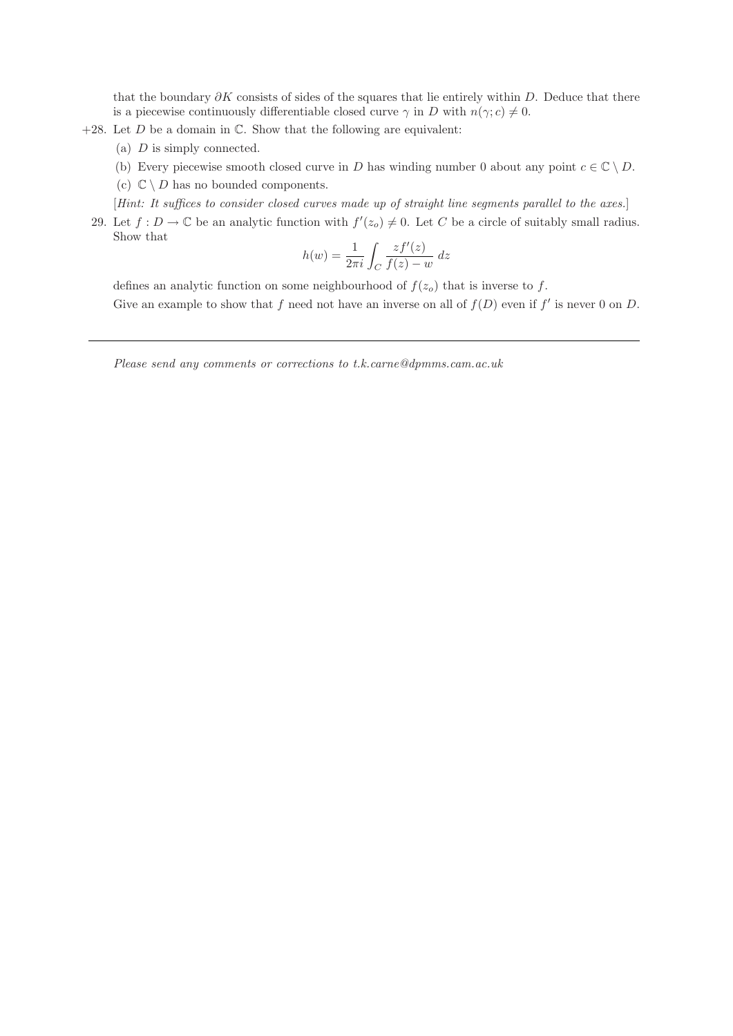that the boundary $\partial K$ consists of sides of the squares that lie entirely within $D$. Deduce that there is a piecewise continuously differentiable closed curve $\gamma$ in $D$ with $n(\gamma; c) \neq 0$.

+28. Let $D$ be a domain in $\mathbb{C}$. Show that the following are equivalent:

(a) $D$ is simply connected.

(b) Every piecewise smooth closed curve in $D$ has winding number 0 about any point $c \in \mathbb{C} \setminus D$.

(c) $\mathbb{C} \setminus D$ has no bounded components.

[*Hint: It suffices to consider closed curves made up of straight line segments parallel to the axes.*]

29. Let $f : D \to \mathbb{C}$ be an analytic function with $f'(z_o) \neq 0$. Let $C$ be a circle of suitably small radius. Show that

$$h(w) = \frac{1}{2\pi i} \int_C \frac{z f'(z)}{f(z) - w} \, dz$$

defines an analytic function on some neighbourhood of $f(z_o)$ that is inverse to $f$.

Give an example to show that $f$ need not have an inverse on all of $f(D)$ even if $f'$ is never 0 on $D$.

---

*Please send any comments or corrections to t.k.carne@dpmms.cam.ac.uk*